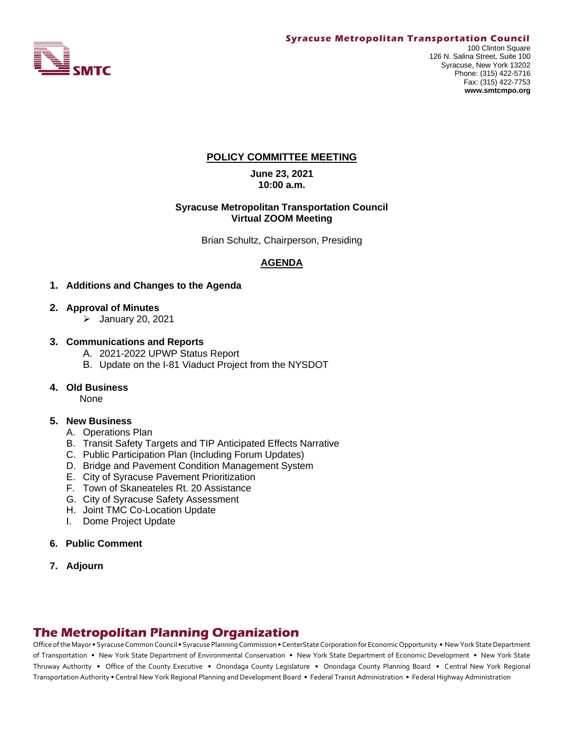**Syracuse Metropolitan Transportation Council**

SMTC

100 Clinton Square
126 N. Salina Street, Suite 100
Syracuse, New York 13202
Phone: (315) 422-5716
Fax: (315) 422-7753
**www.smtcmpo.org**

# POLICY COMMITTEE MEETING

**June 23, 2021**
**10:00 a.m.**

**Syracuse Metropolitan Transportation Council**
**Virtual ZOOM Meeting**

Brian Schultz, Chairperson, Presiding

## AGENDA

1. **Additions and Changes to the Agenda**

2. **Approval of Minutes**
   - January 20, 2021

3. **Communications and Reports**
   - A. 2021-2022 UPWP Status Report
   - B. Update on the I-81 Viaduct Project from the NYSDOT

4. **Old Business**
   None

5. **New Business**
   - A. Operations Plan
   - B. Transit Safety Targets and TIP Anticipated Effects Narrative
   - C. Public Participation Plan (Including Forum Updates)
   - D. Bridge and Pavement Condition Management System
   - E. City of Syracuse Pavement Prioritization
   - F. Town of Skaneateles Rt. 20 Assistance
   - G. City of Syracuse Safety Assessment
   - H. Joint TMC Co-Location Update
   - I. Dome Project Update

6. **Public Comment**

7. **Adjourn**

## The Metropolitan Planning Organization

Office of the Mayor • Syracuse Common Council • Syracuse Planning Commission • CenterState Corporation for Economic Opportunity • New York State Department of Transportation • New York State Department of Environmental Conservation • New York State Department of Economic Development • New York State Thruway Authority • Office of the County Executive • Onondaga County Legislature • Onondaga County Planning Board • Central New York Regional Transportation Authority • Central New York Regional Planning and Development Board • Federal Transit Administration • Federal Highway Administration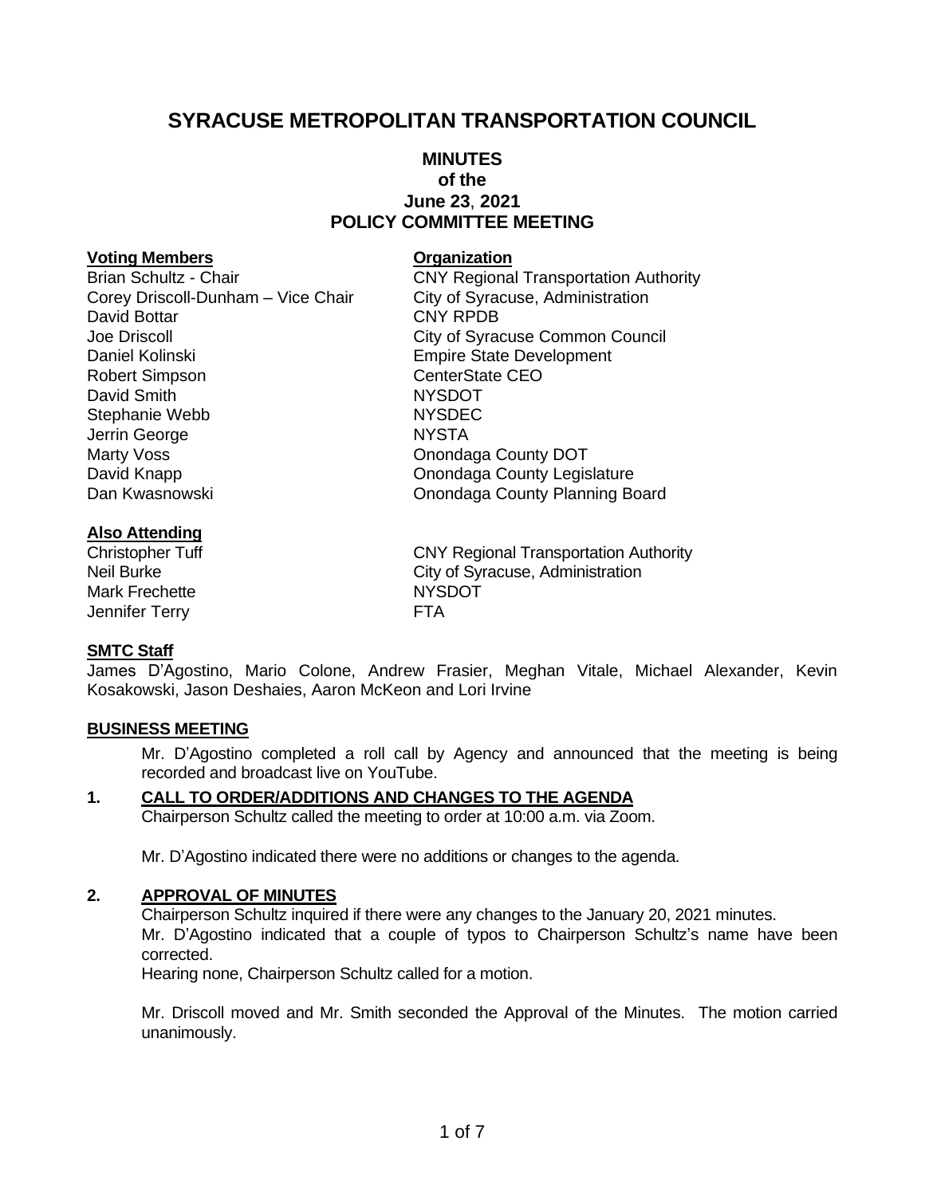# SYRACUSE METROPOLITAN TRANSPORTATION COUNCIL

## MINUTES
## of the
## June 23, 2021
## POLICY COMMITTEE MEETING

| **Voting Members** | **Organization** |
| --- | --- |
| Brian Schultz - Chair | CNY Regional Transportation Authority |
| Corey Driscoll-Dunham – Vice Chair | City of Syracuse, Administration |
| David Bottar | CNY RPDB |
| Joe Driscoll | City of Syracuse Common Council |
| Daniel Kolinski | Empire State Development |
| Robert Simpson | CenterState CEO |
| David Smith | NYSDOT |
| Stephanie Webb | NYSDEC |
| Jerrin George | NYSTA |
| Marty Voss | Onondaga County DOT |
| David Knapp | Onondaga County Legislature |
| Dan Kwasnowski | Onondaga County Planning Board |

| **Also Attending** | |
| --- | --- |
| Christopher Tuff | CNY Regional Transportation Authority |
| Neil Burke | City of Syracuse, Administration |
| Mark Frechette | NYSDOT |
| Jennifer Terry | FTA |

**SMTC Staff**

James D'Agostino, Mario Colone, Andrew Frasier, Meghan Vitale, Michael Alexander, Kevin Kosakowski, Jason Deshaies, Aaron McKeon and Lori Irvine

**BUSINESS MEETING**

Mr. D'Agostino completed a roll call by Agency and announced that the meeting is being recorded and broadcast live on YouTube.

**1. CALL TO ORDER/ADDITIONS AND CHANGES TO THE AGENDA**

Chairperson Schultz called the meeting to order at 10:00 a.m. via Zoom.

Mr. D'Agostino indicated there were no additions or changes to the agenda.

**2. APPROVAL OF MINUTES**

Chairperson Schultz inquired if there were any changes to the January 20, 2021 minutes.
Mr. D'Agostino indicated that a couple of typos to Chairperson Schultz's name have been corrected.
Hearing none, Chairperson Schultz called for a motion.

Mr. Driscoll moved and Mr. Smith seconded the Approval of the Minutes. The motion carried unanimously.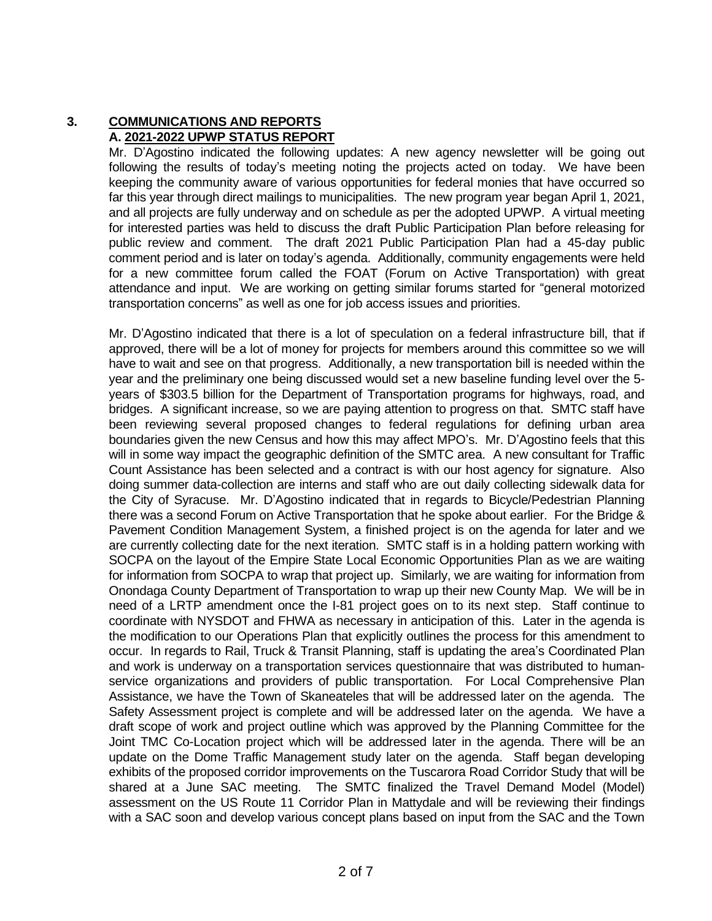## 3. COMMUNICATIONS AND REPORTS

### A. 2021-2022 UPWP STATUS REPORT

Mr. D'Agostino indicated the following updates: A new agency newsletter will be going out following the results of today's meeting noting the projects acted on today. We have been keeping the community aware of various opportunities for federal monies that have occurred so far this year through direct mailings to municipalities. The new program year began April 1, 2021, and all projects are fully underway and on schedule as per the adopted UPWP. A virtual meeting for interested parties was held to discuss the draft Public Participation Plan before releasing for public review and comment. The draft 2021 Public Participation Plan had a 45-day public comment period and is later on today's agenda. Additionally, community engagements were held for a new committee forum called the FOAT (Forum on Active Transportation) with great attendance and input. We are working on getting similar forums started for "general motorized transportation concerns" as well as one for job access issues and priorities.

Mr. D'Agostino indicated that there is a lot of speculation on a federal infrastructure bill, that if approved, there will be a lot of money for projects for members around this committee so we will have to wait and see on that progress. Additionally, a new transportation bill is needed within the year and the preliminary one being discussed would set a new baseline funding level over the 5-years of $303.5 billion for the Department of Transportation programs for highways, road, and bridges. A significant increase, so we are paying attention to progress on that. SMTC staff have been reviewing several proposed changes to federal regulations for defining urban area boundaries given the new Census and how this may affect MPO's. Mr. D'Agostino feels that this will in some way impact the geographic definition of the SMTC area. A new consultant for Traffic Count Assistance has been selected and a contract is with our host agency for signature. Also doing summer data-collection are interns and staff who are out daily collecting sidewalk data for the City of Syracuse. Mr. D'Agostino indicated that in regards to Bicycle/Pedestrian Planning there was a second Forum on Active Transportation that he spoke about earlier. For the Bridge & Pavement Condition Management System, a finished project is on the agenda for later and we are currently collecting date for the next iteration. SMTC staff is in a holding pattern working with SOCPA on the layout of the Empire State Local Economic Opportunities Plan as we are waiting for information from SOCPA to wrap that project up. Similarly, we are waiting for information from Onondaga County Department of Transportation to wrap up their new County Map. We will be in need of a LRTP amendment once the I-81 project goes on to its next step. Staff continue to coordinate with NYSDOT and FHWA as necessary in anticipation of this. Later in the agenda is the modification to our Operations Plan that explicitly outlines the process for this amendment to occur. In regards to Rail, Truck & Transit Planning, staff is updating the area's Coordinated Plan and work is underway on a transportation services questionnaire that was distributed to human-service organizations and providers of public transportation. For Local Comprehensive Plan Assistance, we have the Town of Skaneateles that will be addressed later on the agenda. The Safety Assessment project is complete and will be addressed later on the agenda. We have a draft scope of work and project outline which was approved by the Planning Committee for the Joint TMC Co-Location project which will be addressed later in the agenda. There will be an update on the Dome Traffic Management study later on the agenda. Staff began developing exhibits of the proposed corridor improvements on the Tuscarora Road Corridor Study that will be shared at a June SAC meeting. The SMTC finalized the Travel Demand Model (Model) assessment on the US Route 11 Corridor Plan in Mattydale and will be reviewing their findings with a SAC soon and develop various concept plans based on input from the SAC and the Town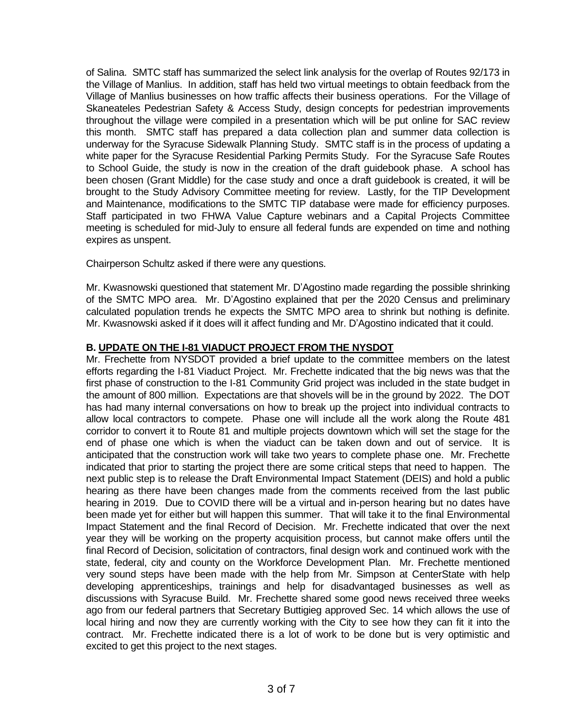of Salina. SMTC staff has summarized the select link analysis for the overlap of Routes 92/173 in the Village of Manlius. In addition, staff has held two virtual meetings to obtain feedback from the Village of Manlius businesses on how traffic affects their business operations. For the Village of Skaneateles Pedestrian Safety & Access Study, design concepts for pedestrian improvements throughout the village were compiled in a presentation which will be put online for SAC review this month. SMTC staff has prepared a data collection plan and summer data collection is underway for the Syracuse Sidewalk Planning Study. SMTC staff is in the process of updating a white paper for the Syracuse Residential Parking Permits Study. For the Syracuse Safe Routes to School Guide, the study is now in the creation of the draft guidebook phase. A school has been chosen (Grant Middle) for the case study and once a draft guidebook is created, it will be brought to the Study Advisory Committee meeting for review. Lastly, for the TIP Development and Maintenance, modifications to the SMTC TIP database were made for efficiency purposes. Staff participated in two FHWA Value Capture webinars and a Capital Projects Committee meeting is scheduled for mid-July to ensure all federal funds are expended on time and nothing expires as unspent.

Chairperson Schultz asked if there were any questions.

Mr. Kwasnowski questioned that statement Mr. D'Agostino made regarding the possible shrinking of the SMTC MPO area. Mr. D'Agostino explained that per the 2020 Census and preliminary calculated population trends he expects the SMTC MPO area to shrink but nothing is definite. Mr. Kwasnowski asked if it does will it affect funding and Mr. D'Agostino indicated that it could.

**B. UPDATE ON THE I-81 VIADUCT PROJECT FROM THE NYSDOT**

Mr. Frechette from NYSDOT provided a brief update to the committee members on the latest efforts regarding the I-81 Viaduct Project. Mr. Frechette indicated that the big news was that the first phase of construction to the I-81 Community Grid project was included in the state budget in the amount of 800 million. Expectations are that shovels will be in the ground by 2022. The DOT has had many internal conversations on how to break up the project into individual contracts to allow local contractors to compete. Phase one will include all the work along the Route 481 corridor to convert it to Route 81 and multiple projects downtown which will set the stage for the end of phase one which is when the viaduct can be taken down and out of service. It is anticipated that the construction work will take two years to complete phase one. Mr. Frechette indicated that prior to starting the project there are some critical steps that need to happen. The next public step is to release the Draft Environmental Impact Statement (DEIS) and hold a public hearing as there have been changes made from the comments received from the last public hearing in 2019. Due to COVID there will be a virtual and in-person hearing but no dates have been made yet for either but will happen this summer. That will take it to the final Environmental Impact Statement and the final Record of Decision. Mr. Frechette indicated that over the next year they will be working on the property acquisition process, but cannot make offers until the final Record of Decision, solicitation of contractors, final design work and continued work with the state, federal, city and county on the Workforce Development Plan. Mr. Frechette mentioned very sound steps have been made with the help from Mr. Simpson at CenterState with help developing apprenticeships, trainings and help for disadvantaged businesses as well as discussions with Syracuse Build. Mr. Frechette shared some good news received three weeks ago from our federal partners that Secretary Buttigieg approved Sec. 14 which allows the use of local hiring and now they are currently working with the City to see how they can fit it into the contract. Mr. Frechette indicated there is a lot of work to be done but is very optimistic and excited to get this project to the next stages.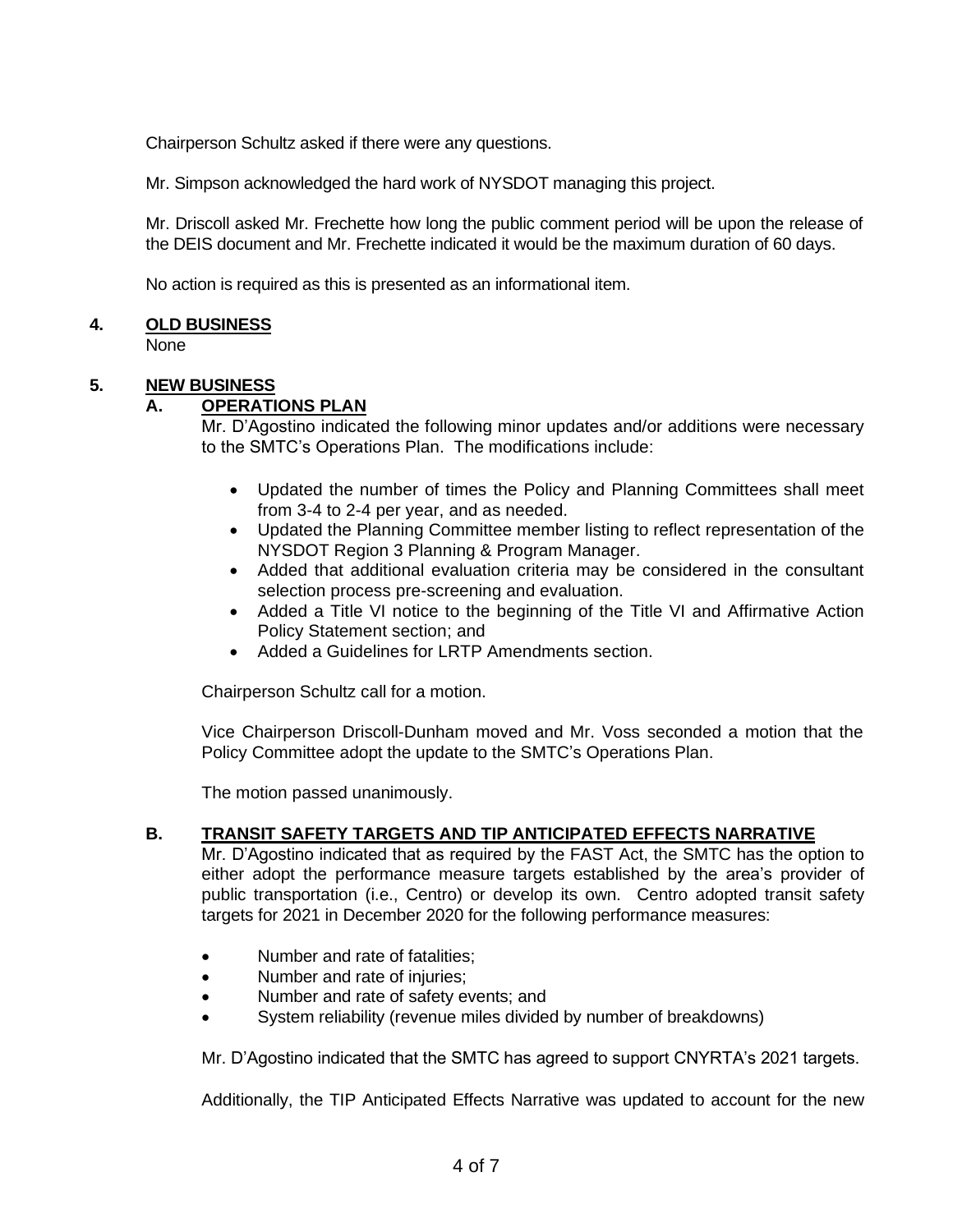Chairperson Schultz asked if there were any questions.

Mr. Simpson acknowledged the hard work of NYSDOT managing this project.

Mr. Driscoll asked Mr. Frechette how long the public comment period will be upon the release of the DEIS document and Mr. Frechette indicated it would be the maximum duration of 60 days.

No action is required as this is presented as an informational item.

## 4. OLD BUSINESS

None

## 5. NEW BUSINESS

### A. OPERATIONS PLAN

Mr. D'Agostino indicated the following minor updates and/or additions were necessary to the SMTC's Operations Plan. The modifications include:

- Updated the number of times the Policy and Planning Committees shall meet from 3-4 to 2-4 per year, and as needed.
- Updated the Planning Committee member listing to reflect representation of the NYSDOT Region 3 Planning & Program Manager.
- Added that additional evaluation criteria may be considered in the consultant selection process pre-screening and evaluation.
- Added a Title VI notice to the beginning of the Title VI and Affirmative Action Policy Statement section; and
- Added a Guidelines for LRTP Amendments section.

Chairperson Schultz call for a motion.

Vice Chairperson Driscoll-Dunham moved and Mr. Voss seconded a motion that the Policy Committee adopt the update to the SMTC's Operations Plan.

The motion passed unanimously.

### B. TRANSIT SAFETY TARGETS AND TIP ANTICIPATED EFFECTS NARRATIVE

Mr. D'Agostino indicated that as required by the FAST Act, the SMTC has the option to either adopt the performance measure targets established by the area's provider of public transportation (i.e., Centro) or develop its own. Centro adopted transit safety targets for 2021 in December 2020 for the following performance measures:

- Number and rate of fatalities;
- Number and rate of injuries;
- Number and rate of safety events; and
- System reliability (revenue miles divided by number of breakdowns)

Mr. D'Agostino indicated that the SMTC has agreed to support CNYRTA's 2021 targets.

Additionally, the TIP Anticipated Effects Narrative was updated to account for the new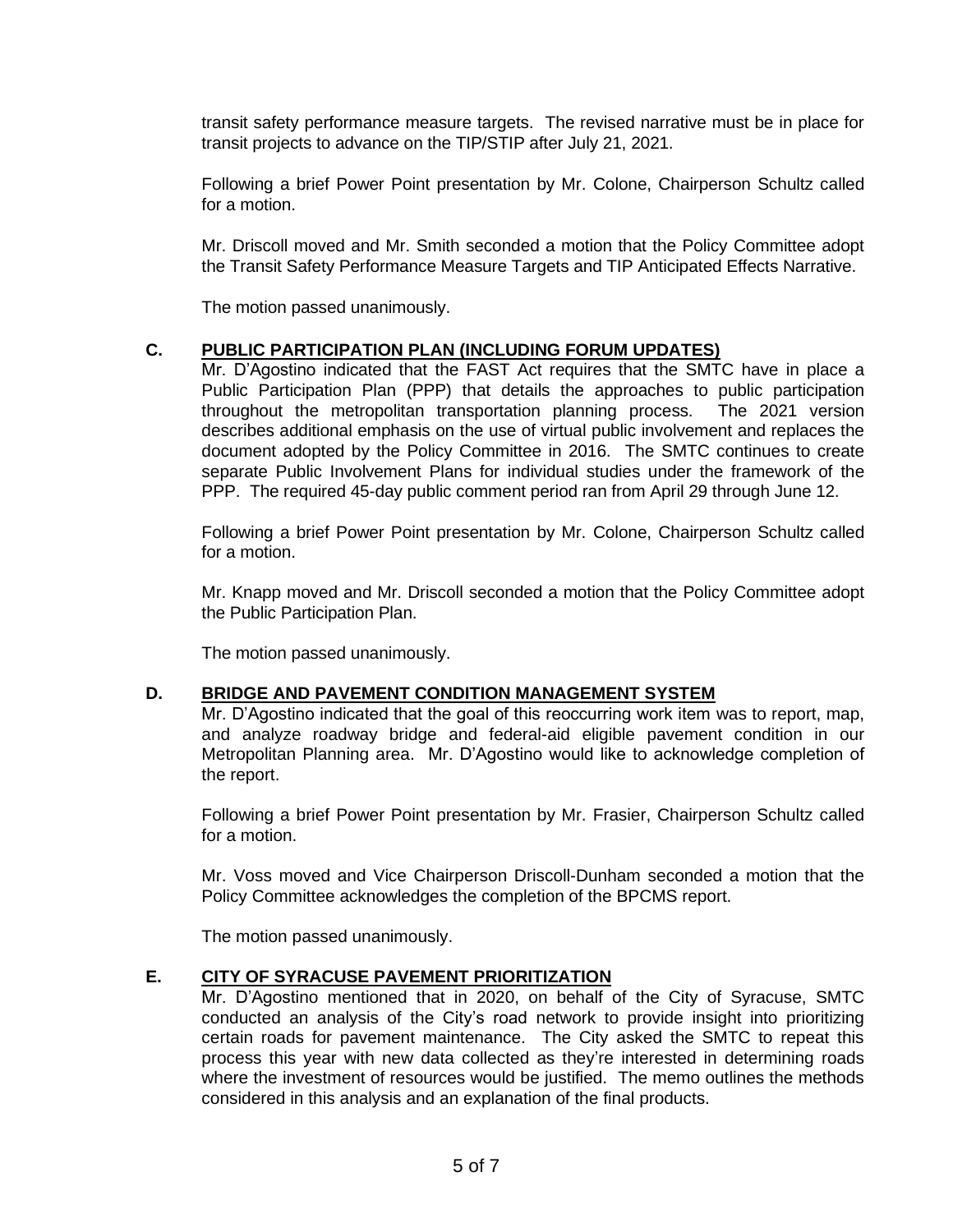transit safety performance measure targets. The revised narrative must be in place for transit projects to advance on the TIP/STIP after July 21, 2021.

Following a brief Power Point presentation by Mr. Colone, Chairperson Schultz called for a motion.

Mr. Driscoll moved and Mr. Smith seconded a motion that the Policy Committee adopt the Transit Safety Performance Measure Targets and TIP Anticipated Effects Narrative.

The motion passed unanimously.

**C. PUBLIC PARTICIPATION PLAN (INCLUDING FORUM UPDATES)**

Mr. D'Agostino indicated that the FAST Act requires that the SMTC have in place a Public Participation Plan (PPP) that details the approaches to public participation throughout the metropolitan transportation planning process. The 2021 version describes additional emphasis on the use of virtual public involvement and replaces the document adopted by the Policy Committee in 2016. The SMTC continues to create separate Public Involvement Plans for individual studies under the framework of the PPP. The required 45-day public comment period ran from April 29 through June 12.

Following a brief Power Point presentation by Mr. Colone, Chairperson Schultz called for a motion.

Mr. Knapp moved and Mr. Driscoll seconded a motion that the Policy Committee adopt the Public Participation Plan.

The motion passed unanimously.

**D. BRIDGE AND PAVEMENT CONDITION MANAGEMENT SYSTEM**

Mr. D'Agostino indicated that the goal of this reoccurring work item was to report, map, and analyze roadway bridge and federal-aid eligible pavement condition in our Metropolitan Planning area. Mr. D'Agostino would like to acknowledge completion of the report.

Following a brief Power Point presentation by Mr. Frasier, Chairperson Schultz called for a motion.

Mr. Voss moved and Vice Chairperson Driscoll-Dunham seconded a motion that the Policy Committee acknowledges the completion of the BPCMS report.

The motion passed unanimously.

**E. CITY OF SYRACUSE PAVEMENT PRIORITIZATION**

Mr. D'Agostino mentioned that in 2020, on behalf of the City of Syracuse, SMTC conducted an analysis of the City's road network to provide insight into prioritizing certain roads for pavement maintenance. The City asked the SMTC to repeat this process this year with new data collected as they're interested in determining roads where the investment of resources would be justified. The memo outlines the methods considered in this analysis and an explanation of the final products.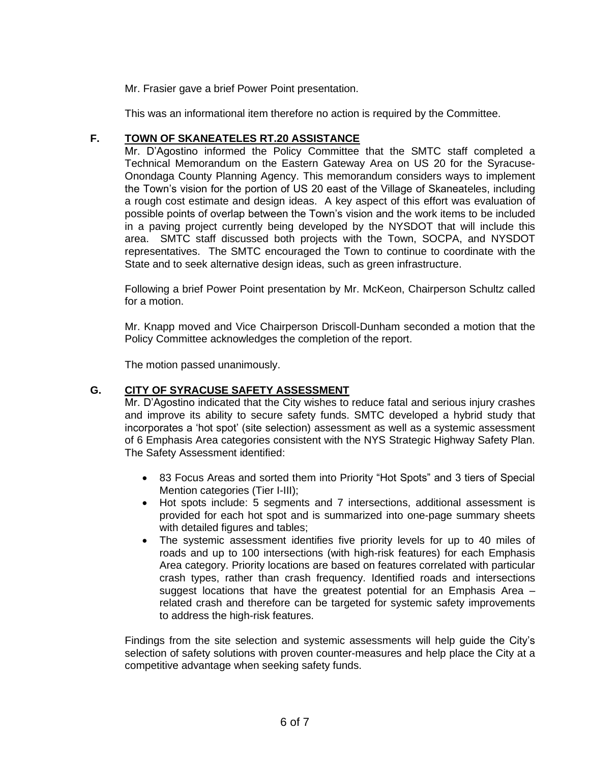Mr. Frasier gave a brief Power Point presentation.

This was an informational item therefore no action is required by the Committee.

**F. <u>TOWN OF SKANEATELES RT.20 ASSISTANCE</u>**

Mr. D'Agostino informed the Policy Committee that the SMTC staff completed a Technical Memorandum on the Eastern Gateway Area on US 20 for the Syracuse-Onondaga County Planning Agency. This memorandum considers ways to implement the Town's vision for the portion of US 20 east of the Village of Skaneateles, including a rough cost estimate and design ideas. A key aspect of this effort was evaluation of possible points of overlap between the Town's vision and the work items to be included in a paving project currently being developed by the NYSDOT that will include this area. SMTC staff discussed both projects with the Town, SOCPA, and NYSDOT representatives. The SMTC encouraged the Town to continue to coordinate with the State and to seek alternative design ideas, such as green infrastructure.

Following a brief Power Point presentation by Mr. McKeon, Chairperson Schultz called for a motion.

Mr. Knapp moved and Vice Chairperson Driscoll-Dunham seconded a motion that the Policy Committee acknowledges the completion of the report.

The motion passed unanimously.

**G. <u>CITY OF SYRACUSE SAFETY ASSESSMENT</u>**

Mr. D'Agostino indicated that the City wishes to reduce fatal and serious injury crashes and improve its ability to secure safety funds. SMTC developed a hybrid study that incorporates a 'hot spot' (site selection) assessment as well as a systemic assessment of 6 Emphasis Area categories consistent with the NYS Strategic Highway Safety Plan. The Safety Assessment identified:

- 83 Focus Areas and sorted them into Priority "Hot Spots" and 3 tiers of Special Mention categories (Tier I-III);
- Hot spots include: 5 segments and 7 intersections, additional assessment is provided for each hot spot and is summarized into one-page summary sheets with detailed figures and tables;
- The systemic assessment identifies five priority levels for up to 40 miles of roads and up to 100 intersections (with high-risk features) for each Emphasis Area category. Priority locations are based on features correlated with particular crash types, rather than crash frequency. Identified roads and intersections suggest locations that have the greatest potential for an Emphasis Area – related crash and therefore can be targeted for systemic safety improvements to address the high-risk features.

Findings from the site selection and systemic assessments will help guide the City's selection of safety solutions with proven counter-measures and help place the City at a competitive advantage when seeking safety funds.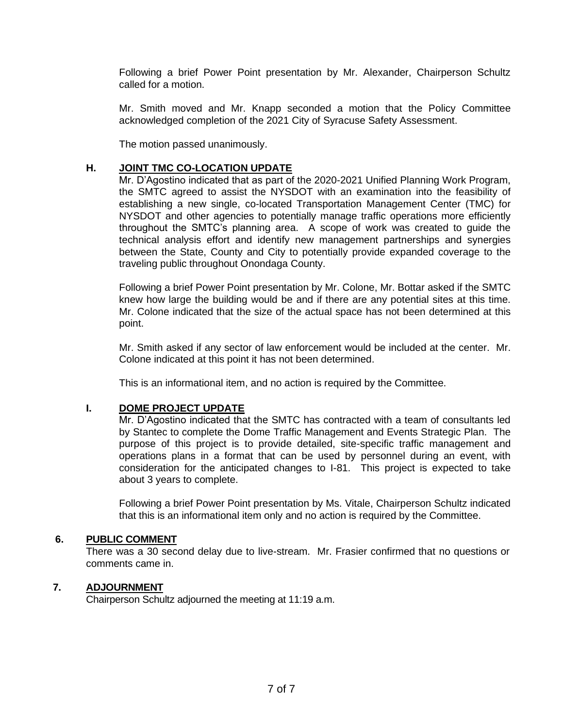Following a brief Power Point presentation by Mr. Alexander, Chairperson Schultz called for a motion.

Mr. Smith moved and Mr. Knapp seconded a motion that the Policy Committee acknowledged completion of the 2021 City of Syracuse Safety Assessment.

The motion passed unanimously.

### H. JOINT TMC CO-LOCATION UPDATE

Mr. D'Agostino indicated that as part of the 2020-2021 Unified Planning Work Program, the SMTC agreed to assist the NYSDOT with an examination into the feasibility of establishing a new single, co-located Transportation Management Center (TMC) for NYSDOT and other agencies to potentially manage traffic operations more efficiently throughout the SMTC's planning area. A scope of work was created to guide the technical analysis effort and identify new management partnerships and synergies between the State, County and City to potentially provide expanded coverage to the traveling public throughout Onondaga County.

Following a brief Power Point presentation by Mr. Colone, Mr. Bottar asked if the SMTC knew how large the building would be and if there are any potential sites at this time. Mr. Colone indicated that the size of the actual space has not been determined at this point.

Mr. Smith asked if any sector of law enforcement would be included at the center. Mr. Colone indicated at this point it has not been determined.

This is an informational item, and no action is required by the Committee.

### I. DOME PROJECT UPDATE

Mr. D'Agostino indicated that the SMTC has contracted with a team of consultants led by Stantec to complete the Dome Traffic Management and Events Strategic Plan. The purpose of this project is to provide detailed, site-specific traffic management and operations plans in a format that can be used by personnel during an event, with consideration for the anticipated changes to I-81. This project is expected to take about 3 years to complete.

Following a brief Power Point presentation by Ms. Vitale, Chairperson Schultz indicated that this is an informational item only and no action is required by the Committee.

## 6. PUBLIC COMMENT

There was a 30 second delay due to live-stream. Mr. Frasier confirmed that no questions or comments came in.

## 7. ADJOURNMENT

Chairperson Schultz adjourned the meeting at 11:19 a.m.